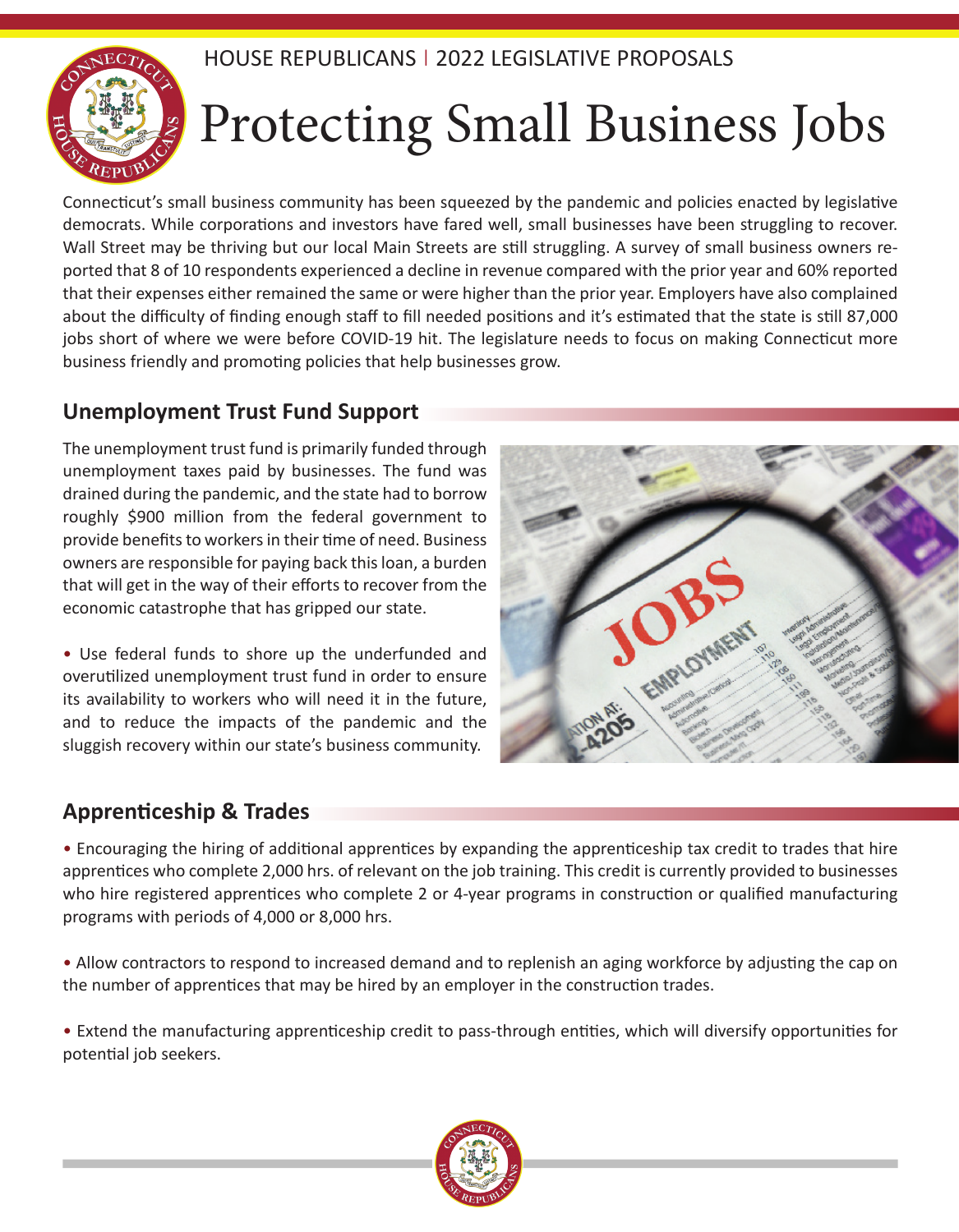HOUSE REPUBLICANS | 2022 LEGISLATIVE PROPOSALS

# Protecting Small Business Jobs

Connecticut's small business community has been squeezed by the pandemic and policies enacted by legislative democrats. While corporations and investors have fared well, small businesses have been struggling to recover. Wall Street may be thriving but our local Main Streets are still struggling. A survey of small business owners reported that 8 of 10 respondents experienced a decline in revenue compared with the prior year and 60% reported that their expenses either remained the same or were higher than the prior year. Employers have also complained about the difficulty of finding enough staff to fill needed positions and it's estimated that the state is still 87,000 jobs short of where we were before COVID-19 hit. The legislature needs to focus on making Connecticut more business friendly and promoting policies that help businesses grow.

## Unemployment Trust Fund Support

The unemployment trust fund is primarily funded through unemployment taxes paid by businesses. The fund was drained during the pandemic, and the state had to borrow roughly $900 million from the federal government to provide benefits to workers in their time of need. Business owners are responsible for paying back this loan, a burden that will get in the way of their efforts to recover from the economic catastrophe that has gripped our state.

- Use federal funds to shore up the underfunded and overutilized unemployment trust fund in order to ensure its availability to workers who will need it in the future, and to reduce the impacts of the pandemic and the sluggish recovery within our state's business community.

## Apprenticeship & Trades

- Encouraging the hiring of additional apprentices by expanding the apprenticeship tax credit to trades that hire apprentices who complete 2,000 hrs. of relevant on the job training. This credit is currently provided to businesses who hire registered apprentices who complete 2 or 4-year programs in construction or qualified manufacturing programs with periods of 4,000 or 8,000 hrs.

- Allow contractors to respond to increased demand and to replenish an aging workforce by adjusting the cap on the number of apprentices that may be hired by an employer in the construction trades.

- Extend the manufacturing apprenticeship credit to pass-through entities, which will diversify opportunities for potential job seekers.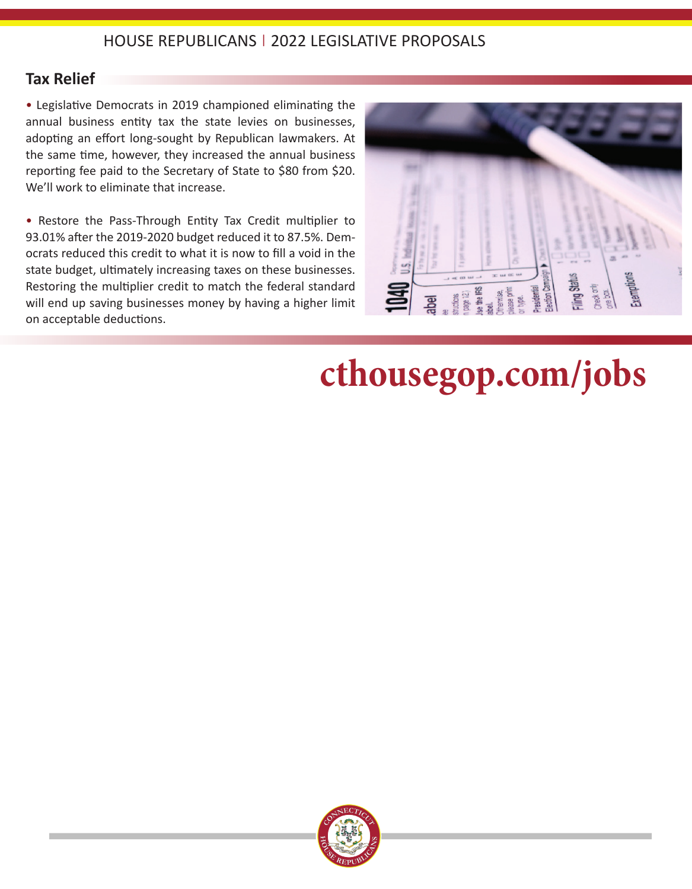## Tax Relief

- Legislative Democrats in 2019 championed eliminating the annual business entity tax the state levies on businesses, adopting an effort long-sought by Republican lawmakers. At the same time, however, they increased the annual business reporting fee paid to the Secretary of State to $80 from $20. We'll work to eliminate that increase.

- Restore the Pass-Through Entity Tax Credit multiplier to 93.01% after the 2019-2020 budget reduced it to 87.5%. Democrats reduced this credit to what it is now to fill a void in the state budget, ultimately increasing taxes on these businesses. Restoring the multiplier credit to match the federal standard will end up saving businesses money by having a higher limit on acceptable deductions.

# cthousegop.com/jobs